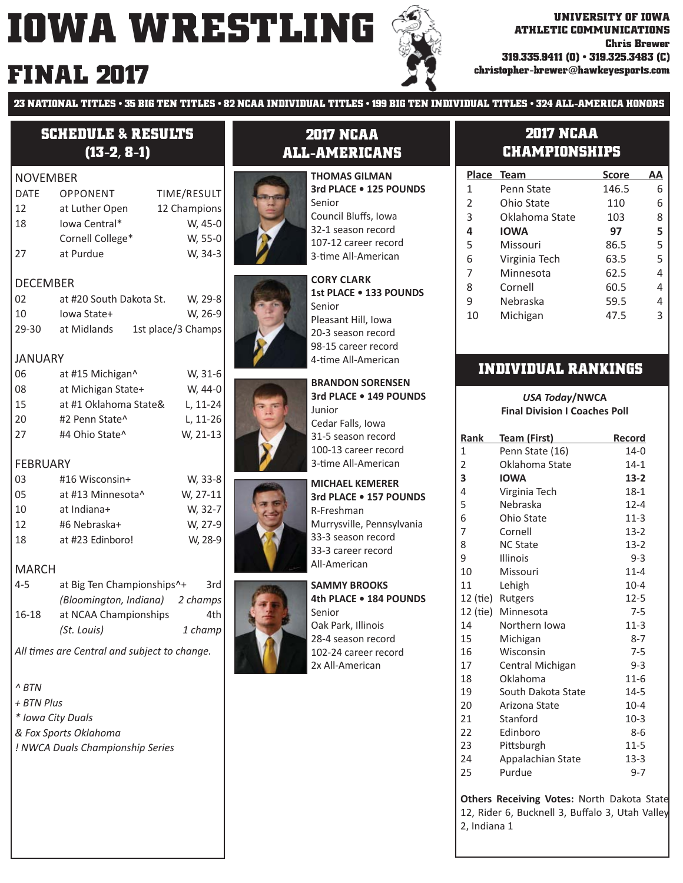# IOWA WRESTLING

## FINAL 2017

**UNIVERSITY OF IOWA**
**ATHLETIC COMMUNICATIONS**
**Chris Brewer**
**319.335.9411 (O) • 319.325.3483 (C)**
**christopher-brewer@hawkeyesports.com**

**23 NATIONAL TITLES • 35 BIG TEN TITLES • 82 NCAA INDIVIDUAL TITLES • 199 BIG TEN INDIVIDUAL TITLES • 324 ALL-AMERICA HONORS**

## SCHEDULE & RESULTS (13-2, 8-1)

| DATE | OPPONENT | TIME/RESULT |
|---|---|---|
| **NOVEMBER** | | |
| 12 | at Luther Open | 12 Champions |
| 18 | Iowa Central* | W, 45-0 |
| | Cornell College* | W, 55-0 |
| 27 | at Purdue | W, 34-3 |
| **DECEMBER** | | |
| 02 | at #20 South Dakota St. | W, 29-8 |
| 10 | Iowa State+ | W, 26-9 |
| 29-30 | at Midlands | 1st place/3 Champs |
| **JANUARY** | | |
| 06 | at #15 Michigan^ | W, 31-6 |
| 08 | at Michigan State+ | W, 44-0 |
| 15 | at #1 Oklahoma State& | L, 11-24 |
| 20 | #2 Penn State^ | L, 11-26 |
| 27 | #4 Ohio State^ | W, 21-13 |
| **FEBRUARY** | | |
| 03 | #16 Wisconsin+ | W, 33-8 |
| 05 | at #13 Minnesota^ | W, 27-11 |
| 10 | at Indiana+ | W, 32-7 |
| 12 | #6 Nebraska+ | W, 27-9 |
| 18 | at #23 Edinboro! | W, 28-9 |
| **MARCH** | | |
| 4-5 | at Big Ten Championships^+ *(Bloomington, Indiana)* | 3rd *2 champs* |
| 16-18 | at NCAA Championships *(St. Louis)* | 4th *1 champ* |

*All times are Central and subject to change.*

*^ BTN*
*+ BTN Plus*
** Iowa City Duals*
*& Fox Sports Oklahoma*
*! NWCA Duals Championship Series*

## 2017 NCAA ALL-AMERICANS

**THOMAS GILMAN**
**3rd PLACE • 125 POUNDS**
Senior
Council Bluffs, Iowa
32-1 season record
107-12 career record
3-time All-American

**CORY CLARK**
**1st PLACE • 133 POUNDS**
Senior
Pleasant Hill, Iowa
20-3 season record
98-15 career record
4-time All-American

**BRANDON SORENSEN**
**3rd PLACE • 149 POUNDS**
Junior
Cedar Falls, Iowa
31-5 season record
100-13 career record
3-time All-American

**MICHAEL KEMERER**
**3rd PLACE • 157 POUNDS**
R-Freshman
Murrysville, Pennsylvania
33-3 season record
33-3 career record
All-American

**SAMMY BROOKS**
**4th PLACE • 184 POUNDS**
Senior
Oak Park, Illinois
28-4 season record
102-24 career record
2x All-American

## 2017 NCAA CHAMPIONSHIPS

| Place | Team | Score | AA |
|---|---|---|---|
| 1 | Penn State | 146.5 | 6 |
| 2 | Ohio State | 110 | 6 |
| 3 | Oklahoma State | 103 | 8 |
| **4** | **IOWA** | **97** | **5** |
| 5 | Missouri | 86.5 | 5 |
| 6 | Virginia Tech | 63.5 | 5 |
| 7 | Minnesota | 62.5 | 4 |
| 8 | Cornell | 60.5 | 4 |
| 9 | Nebraska | 59.5 | 4 |
| 10 | Michigan | 47.5 | 3 |

## INDIVIDUAL RANKINGS

***USA Today*/NWCA**
**Final Division I Coaches Poll**

| Rank | Team (First) | Record |
|---|---|---|
| 1 | Penn State (16) | 14-0 |
| 2 | Oklahoma State | 14-1 |
| **3** | **IOWA** | **13-2** |
| 4 | Virginia Tech | 18-1 |
| 5 | Nebraska | 12-4 |
| 6 | Ohio State | 11-3 |
| 7 | Cornell | 13-2 |
| 8 | NC State | 13-2 |
| 9 | Illinois | 9-3 |
| 10 | Missouri | 11-4 |
| 11 | Lehigh | 10-4 |
| 12 (tie) | Rutgers | 12-5 |
| 12 (tie) | Minnesota | 7-5 |
| 14 | Northern Iowa | 11-3 |
| 15 | Michigan | 8-7 |
| 16 | Wisconsin | 7-5 |
| 17 | Central Michigan | 9-3 |
| 18 | Oklahoma | 11-6 |
| 19 | South Dakota State | 14-5 |
| 20 | Arizona State | 10-4 |
| 21 | Stanford | 10-3 |
| 22 | Edinboro | 8-6 |
| 23 | Pittsburgh | 11-5 |
| 24 | Appalachian State | 13-3 |
| 25 | Purdue | 9-7 |

**Others Receiving Votes:** North Dakota State 12, Rider 6, Bucknell 3, Buffalo 3, Utah Valley 2, Indiana 1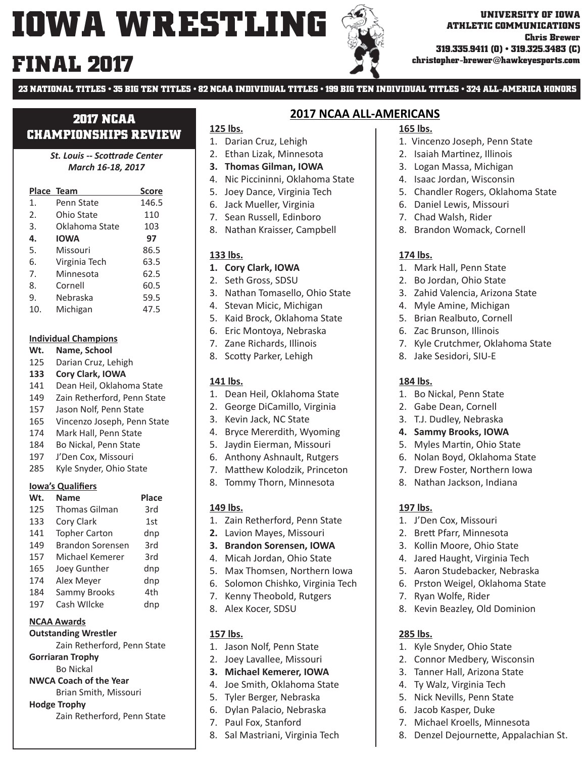# IOWA WRESTLING

# FINAL 2017

UNIVERSITY OF IOWA
ATHLETIC COMMUNICATIONS
Chris Brewer
319.335.9411 (O) • 319.325.3483 (C)
christopher-brewer@hawkeyesports.com

**23 NATIONAL TITLES • 35 BIG TEN TITLES • 82 NCAA INDIVIDUAL TITLES • 199 BIG TEN INDIVIDUAL TITLES • 324 ALL-AMERICA HONORS**

## 2017 NCAA CHAMPIONSHIPS REVIEW

*St. Louis -- Scottrade Center*
*March 16-18, 2017*

| Place | Team | Score |
|---|---|---|
| 1. | Penn State | 146.5 |
| 2. | Ohio State | 110 |
| 3. | Oklahoma State | 103 |
| **4.** | **IOWA** | **97** |
| 5. | Missouri | 86.5 |
| 6. | Virginia Tech | 63.5 |
| 7. | Minnesota | 62.5 |
| 8. | Cornell | 60.5 |
| 9. | Nebraska | 59.5 |
| 10. | Michigan | 47.5 |

**Individual Champions**

| Wt. | Name, School |
|---|---|
| 125 | Darian Cruz, Lehigh |
| **133** | **Cory Clark, IOWA** |
| 141 | Dean Heil, Oklahoma State |
| 149 | Zain Retherford, Penn State |
| 157 | Jason Nolf, Penn State |
| 165 | Vincenzo Joseph, Penn State |
| 174 | Mark Hall, Penn State |
| 184 | Bo Nickal, Penn State |
| 197 | J'Den Cox, Missouri |
| 285 | Kyle Snyder, Ohio State |

**Iowa's Qualifiers**

| Wt. | Name | Place |
|---|---|---|
| 125 | Thomas Gilman | 3rd |
| 133 | Cory Clark | 1st |
| 141 | Topher Carton | dnp |
| 149 | Brandon Sorensen | 3rd |
| 157 | Michael Kemerer | 3rd |
| 165 | Joey Gunther | dnp |
| 174 | Alex Meyer | dnp |
| 184 | Sammy Brooks | 4th |
| 197 | Cash WIlcke | dnp |

**NCAA Awards**

**Outstanding Wrestler**
Zain Retherford, Penn State

**Gorriaran Trophy**
Bo Nickal

**NWCA Coach of the Year**
Brian Smith, Missouri

**Hodge Trophy**
Zain Retherford, Penn State

## 2017 NCAA ALL-AMERICANS

**125 lbs.**
1. Darian Cruz, Lehigh
2. Ethan Lizak, Minnesota
3. **Thomas Gilman, IOWA**
4. Nic Piccininni, Oklahoma State
5. Joey Dance, Virginia Tech
6. Jack Mueller, Virginia
7. Sean Russell, Edinboro
8. Nathan Kraisser, Campbell

**133 lbs.**
1. **Cory Clark, IOWA**
2. Seth Gross, SDSU
3. Nathan Tomasello, Ohio State
4. Stevan Micic, Michigan
5. Kaid Brock, Oklahoma State
6. Eric Montoya, Nebraska
7. Zane Richards, Illinois
8. Scotty Parker, Lehigh

**141 lbs.**
1. Dean Heil, Oklahoma State
2. George DiCamillo, Virginia
3. Kevin Jack, NC State
4. Bryce Mererdith, Wyoming
5. Jaydin Eierman, Missouri
6. Anthony Ashnault, Rutgers
7. Matthew Kolodzik, Princeton
8. Tommy Thorn, Minnesota

**149 lbs.**
1. Zain Retherford, Penn State
2. Lavion Mayes, Missouri
3. **Brandon Sorensen, IOWA**
4. Micah Jordan, Ohio State
5. Max Thomsen, Northern Iowa
6. Solomon Chishko, Virginia Tech
7. Kenny Theobold, Rutgers
8. Alex Kocer, SDSU

**157 lbs.**
1. Jason Nolf, Penn State
2. Joey Lavallee, Missouri
3. **Michael Kemerer, IOWA**
4. Joe Smith, Oklahoma State
5. Tyler Berger, Nebraska
6. Dylan Palacio, Nebraska
7. Paul Fox, Stanford
8. Sal Mastriani, Virginia Tech

**165 lbs.**
1. Vincenzo Joseph, Penn State
2. Isaiah Martinez, Illinois
3. Logan Massa, Michigan
4. Isaac Jordan, Wisconsin
5. Chandler Rogers, Oklahoma State
6. Daniel Lewis, Missouri
7. Chad Walsh, Rider
8. Brandon Womack, Cornell

**174 lbs.**
1. Mark Hall, Penn State
2. Bo Jordan, Ohio State
3. Zahid Valencia, Arizona State
4. Myle Amine, Michigan
5. Brian Realbuto, Cornell
6. Zac Brunson, Illinois
7. Kyle Crutchmer, Oklahoma State
8. Jake Sesidori, SIU-E

**184 lbs.**
1. Bo Nickal, Penn State
2. Gabe Dean, Cornell
3. T.J. Dudley, Nebraska
4. **Sammy Brooks, IOWA**
5. Myles Martin, Ohio State
6. Nolan Boyd, Oklahoma State
7. Drew Foster, Northern Iowa
8. Nathan Jackson, Indiana

**197 lbs.**
1. J'Den Cox, Missouri
2. Brett Pfarr, Minnesota
3. Kollin Moore, Ohio State
4. Jared Haught, Virginia Tech
5. Aaron Studebacker, Nebraska
6. Prston Weigel, Oklahoma State
7. Ryan Wolfe, Rider
8. Kevin Beazley, Old Dominion

**285 lbs.**
1. Kyle Snyder, Ohio State
2. Connor Medbery, Wisconsin
3. Tanner Hall, Arizona State
4. Ty Walz, Virginia Tech
5. Nick Nevills, Penn State
6. Jacob Kasper, Duke
7. Michael Kroells, Minnesota
8. Denzel Dejournette, Appalachian St.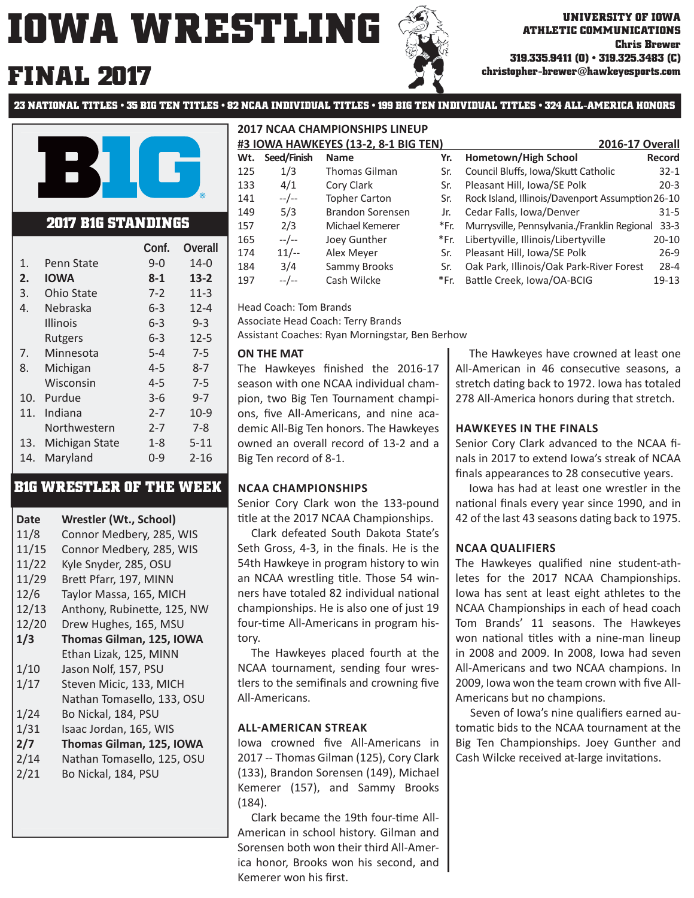# IOWA WRESTLING

## FINAL 2017

UNIVERSITY OF IOWA
ATHLETIC COMMUNICATIONS
Chris Brewer
319.335.9411 (O) • 319.325.3483 (C)
christopher-brewer@hawkeyesports.com

**23 NATIONAL TITLES • 35 BIG TEN TITLES • 82 NCAA INDIVIDUAL TITLES • 199 BIG TEN INDIVIDUAL TITLES • 324 ALL-AMERICA HONORS**

## 2017 NCAA CHAMPIONSHIPS LINEUP

**#3 IOWA HAWKEYES (13-2, 8-1 BIG TEN)**

| Wt. | Seed/Finish | Name | Yr. | Hometown/High School | 2016-17 Overall Record |
|---|---|---|---|---|---|
| 125 | 1/3 | Thomas Gilman | Sr. | Council Bluffs, Iowa/Skutt Catholic | 32-1 |
| 133 | 4/1 | Cory Clark | Sr. | Pleasant Hill, Iowa/SE Polk | 20-3 |
| 141 | --/-- | Topher Carton | Sr. | Rock Island, Illinois/Davenport Assumption | 26-10 |
| 149 | 5/3 | Brandon Sorensen | Jr. | Cedar Falls, Iowa/Denver | 31-5 |
| 157 | 2/3 | Michael Kemerer | *Fr. | Murrysville, Pennsylvania./Franklin Regional | 33-3 |
| 165 | --/-- | Joey Gunther | *Fr. | Libertyville, Illinois/Libertyville | 20-10 |
| 174 | 11/-- | Alex Meyer | Sr. | Pleasant Hill, Iowa/SE Polk | 26-9 |
| 184 | 3/4 | Sammy Brooks | Sr. | Oak Park, Illinois/Oak Park-River Forest | 28-4 |
| 197 | --/-- | Cash Wilcke | *Fr. | Battle Creek, Iowa/OA-BCIG | 19-13 |

Head Coach: Tom Brands
Associate Head Coach: Terry Brands
Assistant Coaches: Ryan Morningstar, Ben Berhow

### ON THE MAT

The Hawkeyes finished the 2016-17 season with one NCAA individual champion, two Big Ten Tournament champions, five All-Americans, and nine academic All-Big Ten honors. The Hawkeyes owned an overall record of 13-2 and a Big Ten record of 8-1.

### NCAA CHAMPIONSHIPS

Senior Cory Clark won the 133-pound title at the 2017 NCAA Championships.

Clark defeated South Dakota State's Seth Gross, 4-3, in the finals. He is the 54th Hawkeye in program history to win an NCAA wrestling title. Those 54 winners have totaled 82 individual national championships. He is also one of just 19 four-time All-Americans in program history.

The Hawkeyes placed fourth at the NCAA tournament, sending four wrestlers to the semifinals and crowning five All-Americans.

### ALL-AMERICAN STREAK

Iowa crowned five All-Americans in 2017 -- Thomas Gilman (125), Cory Clark (133), Brandon Sorensen (149), Michael Kemerer (157), and Sammy Brooks (184).

Clark became the 19th four-time All-American in school history. Gilman and Sorensen both won their third All-America honor, Brooks won his second, and Kemerer won his first.

The Hawkeyes have crowned at least one All-American in 46 consecutive seasons, a stretch dating back to 1972. Iowa has totaled 278 All-America honors during that stretch.

### HAWKEYES IN THE FINALS

Senior Cory Clark advanced to the NCAA finals in 2017 to extend Iowa's streak of NCAA finals appearances to 28 consecutive years.

Iowa has had at least one wrestler in the national finals every year since 1990, and in 42 of the last 43 seasons dating back to 1975.

### NCAA QUALIFIERS

The Hawkeyes qualified nine student-athletes for the 2017 NCAA Championships. Iowa has sent at least eight athletes to the NCAA Championships in each of head coach Tom Brands' 11 seasons. The Hawkeyes won national titles with a nine-man lineup in 2008 and 2009. In 2008, Iowa had seven All-Americans and two NCAA champions. In 2009, Iowa won the team crown with five All-Americans but no champions.

Seven of Iowa's nine qualifiers earned automatic bids to the NCAA tournament at the Big Ten Championships. Joey Gunther and Cash Wilcke received at-large invitations.

## B1G

## 2017 B1G STANDINGS

| | | Conf. | Overall |
|---|---|---|---|
| 1. | Penn State | 9-0 | 14-0 |
| **2.** | **IOWA** | **8-1** | **13-2** |
| 3. | Ohio State | 7-2 | 11-3 |
| 4. | Nebraska | 6-3 | 12-4 |
| | Illinois | 6-3 | 9-3 |
| | Rutgers | 6-3 | 12-5 |
| 7. | Minnesota | 5-4 | 7-5 |
| 8. | Michigan | 4-5 | 8-7 |
| | Wisconsin | 4-5 | 7-5 |
| 10. | Purdue | 3-6 | 9-7 |
| 11. | Indiana | 2-7 | 10-9 |
| | Northwestern | 2-7 | 7-8 |
| 13. | Michigan State | 1-8 | 5-11 |
| 14. | Maryland | 0-9 | 2-16 |

## B1G WRESTLER OF THE WEEK

| Date | Wrestler (Wt., School) |
|---|---|
| 11/8 | Connor Medbery, 285, WIS |
| 11/15 | Connor Medbery, 285, WIS |
| 11/22 | Kyle Snyder, 285, OSU |
| 11/29 | Brett Pfarr, 197, MINN |
| 12/6 | Taylor Massa, 165, MICH |
| 12/13 | Anthony, Rubinette, 125, NW |
| 12/20 | Drew Hughes, 165, MSU |
| **1/3** | **Thomas Gilman, 125, IOWA** |
| | Ethan Lizak, 125, MINN |
| 1/10 | Jason Nolf, 157, PSU |
| 1/17 | Steven Micic, 133, MICH |
| | Nathan Tomasello, 133, OSU |
| 1/24 | Bo Nickal, 184, PSU |
| 1/31 | Isaac Jordan, 165, WIS |
| **2/7** | **Thomas Gilman, 125, IOWA** |
| 2/14 | Nathan Tomasello, 125, OSU |
| 2/21 | Bo Nickal, 184, PSU |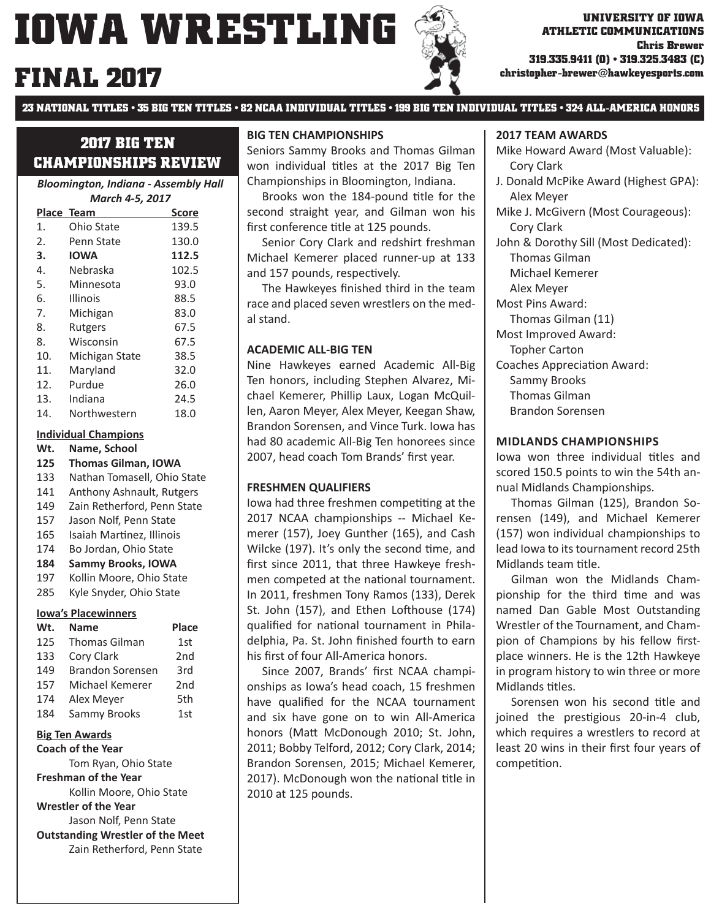# IOWA WRESTLING

# FINAL 2017

**UNIVERSITY OF IOWA ATHLETIC COMMUNICATIONS**
**Chris Brewer**
**319.335.9411 (O) • 319.325.3483 (C)**
**christopher-brewer@hawkeyesports.com**

**23 NATIONAL TITLES • 35 BIG TEN TITLES • 82 NCAA INDIVIDUAL TITLES • 199 BIG TEN INDIVIDUAL TITLES • 324 ALL-AMERICA HONORS**

## 2017 BIG TEN CHAMPIONSHIPS REVIEW

***Bloomington, Indiana - Assembly Hall***
***March 4-5, 2017***

| Place | Team | Score |
|---|---|---|
| 1. | Ohio State | 139.5 |
| 2. | Penn State | 130.0 |
| **3.** | **IOWA** | **112.5** |
| 4. | Nebraska | 102.5 |
| 5. | Minnesota | 93.0 |
| 6. | Illinois | 88.5 |
| 7. | Michigan | 83.0 |
| 8. | Rutgers | 67.5 |
| 8. | Wisconsin | 67.5 |
| 10. | Michigan State | 38.5 |
| 11. | Maryland | 32.0 |
| 12. | Purdue | 26.0 |
| 13. | Indiana | 24.5 |
| 14. | Northwestern | 18.0 |

**Individual Champions**

| Wt. | Name, School |
|---|---|
| **125** | **Thomas Gilman, IOWA** |
| 133 | Nathan Tomasell, Ohio State |
| 141 | Anthony Ashnault, Rutgers |
| 149 | Zain Retherford, Penn State |
| 157 | Jason Nolf, Penn State |
| 165 | Isaiah Martinez, Illinois |
| 174 | Bo Jordan, Ohio State |
| **184** | **Sammy Brooks, IOWA** |
| 197 | Kollin Moore, Ohio State |
| 285 | Kyle Snyder, Ohio State |

**Iowa's Placewinners**

| Wt. | Name | Place |
|---|---|---|
| 125 | Thomas Gilman | 1st |
| 133 | Cory Clark | 2nd |
| 149 | Brandon Sorensen | 3rd |
| 157 | Michael Kemerer | 2nd |
| 174 | Alex Meyer | 5th |
| 184 | Sammy Brooks | 1st |

**Big Ten Awards**

**Coach of the Year**
Tom Ryan, Ohio State

**Freshman of the Year**
Kollin Moore, Ohio State

**Wrestler of the Year**
Jason Nolf, Penn State

**Outstanding Wrestler of the Meet**
Zain Retherford, Penn State

### BIG TEN CHAMPIONSHIPS

Seniors Sammy Brooks and Thomas Gilman won individual titles at the 2017 Big Ten Championships in Bloomington, Indiana.

Brooks won the 184-pound title for the second straight year, and Gilman won his first conference title at 125 pounds.

Senior Cory Clark and redshirt freshman Michael Kemerer placed runner-up at 133 and 157 pounds, respectively.

The Hawkeyes finished third in the team race and placed seven wrestlers on the medal stand.

### ACADEMIC ALL-BIG TEN

Nine Hawkeyes earned Academic All-Big Ten honors, including Stephen Alvarez, Michael Kemerer, Phillip Laux, Logan McQuillen, Aaron Meyer, Alex Meyer, Keegan Shaw, Brandon Sorensen, and Vince Turk. Iowa has had 80 academic All-Big Ten honorees since 2007, head coach Tom Brands' first year.

### FRESHMEN QUALIFIERS

Iowa had three freshmen competiting at the 2017 NCAA championships -- Michael Kemerer (157), Joey Gunther (165), and Cash Wilcke (197). It's only the second time, and first since 2011, that three Hawkeye freshmen competed at the national tournament. In 2011, freshmen Tony Ramos (133), Derek St. John (157), and Ethen Lofthouse (174) qualified for national tournament in Philadelphia, Pa. St. John finished fourth to earn his first of four All-America honors.

Since 2007, Brands' first NCAA championships as Iowa's head coach, 15 freshmen have qualified for the NCAA tournament and six have gone on to win All-America honors (Matt McDonough 2010; St. John, 2011; Bobby Telford, 2012; Cory Clark, 2014; Brandon Sorensen, 2015; Michael Kemerer, 2017). McDonough won the national title in 2010 at 125 pounds.

### 2017 TEAM AWARDS

Mike Howard Award (Most Valuable):
Cory Clark

J. Donald McPike Award (Highest GPA):
Alex Meyer

Mike J. McGivern (Most Courageous):
Cory Clark

John & Dorothy Sill (Most Dedicated):
Thomas Gilman
Michael Kemerer
Alex Meyer

Most Pins Award:
Thomas Gilman (11)

Most Improved Award:
Topher Carton

Coaches Appreciation Award:
Sammy Brooks
Thomas Gilman
Brandon Sorensen

### MIDLANDS CHAMPIONSHIPS

Iowa won three individual titles and scored 150.5 points to win the 54th annual Midlands Championships.

Thomas Gilman (125), Brandon Sorensen (149), and Michael Kemerer (157) won individual championships to lead Iowa to its tournament record 25th Midlands team title.

Gilman won the Midlands Championship for the third time and was named Dan Gable Most Outstanding Wrestler of the Tournament, and Champion of Champions by his fellow first-place winners. He is the 12th Hawkeye in program history to win three or more Midlands titles.

Sorensen won his second title and joined the prestigious 20-in-4 club, which requires a wrestlers to record at least 20 wins in their first four years of competition.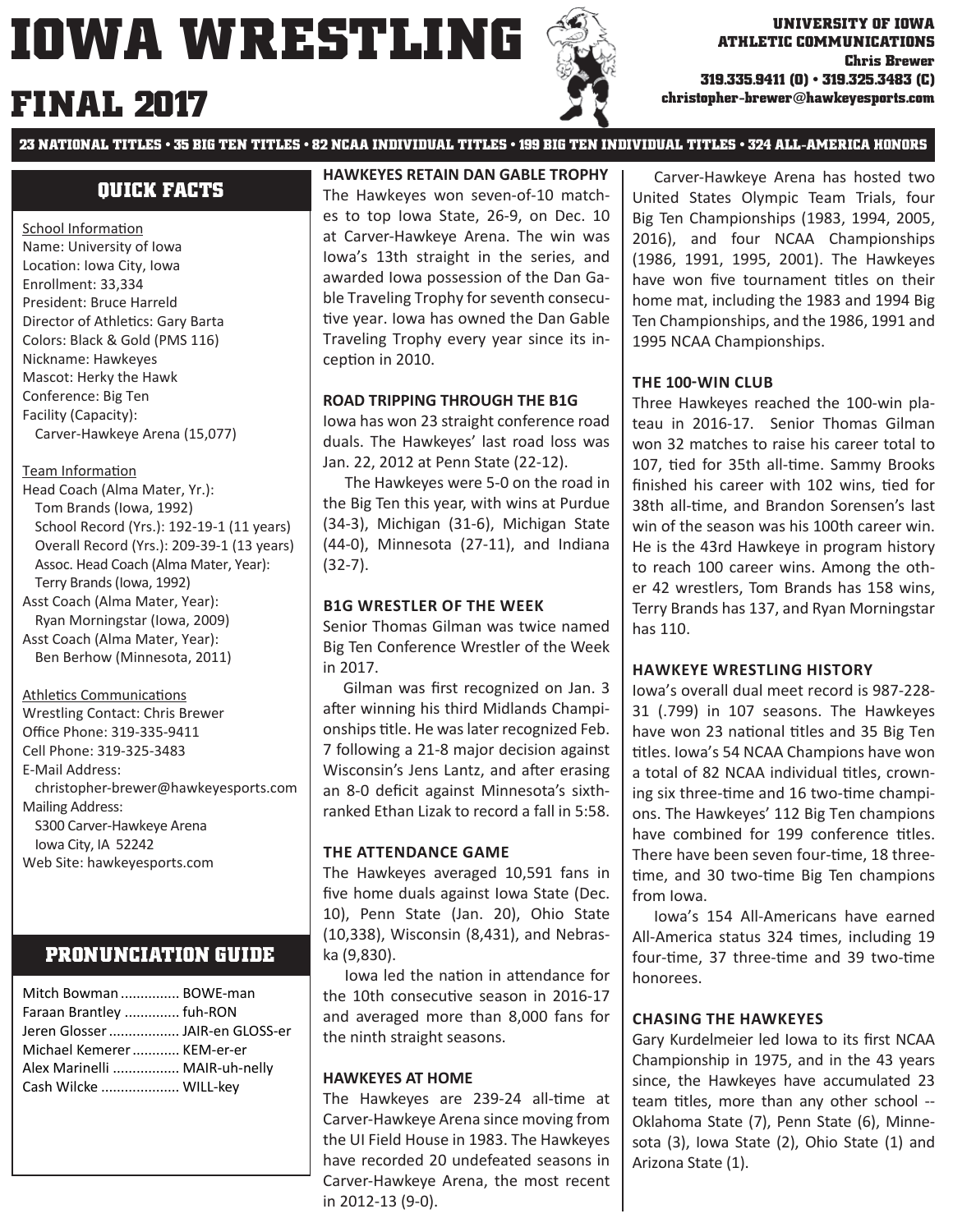# IOWA WRESTLING

# FINAL 2017

**UNIVERSITY OF IOWA ATHLETIC COMMUNICATIONS**
**Chris Brewer**
**319.335.9411 (O) • 319.325.3483 (C)**
**christopher-brewer@hawkeyesports.com**

**23 NATIONAL TITLES • 35 BIG TEN TITLES • 82 NCAA INDIVIDUAL TITLES • 199 BIG TEN INDIVIDUAL TITLES • 324 ALL-AMERICA HONORS**

## QUICK FACTS

School Information
Name: University of Iowa
Location: Iowa City, Iowa
Enrollment: 33,334
President: Bruce Harreld
Director of Athletics: Gary Barta
Colors: Black & Gold (PMS 116)
Nickname: Hawkeyes
Mascot: Herky the Hawk
Conference: Big Ten
Facility (Capacity):
Carver-Hawkeye Arena (15,077)

Team Information
Head Coach (Alma Mater, Yr.):
Tom Brands (Iowa, 1992)
School Record (Yrs.): 192-19-1 (11 years)
Overall Record (Yrs.): 209-39-1 (13 years)
Assoc. Head Coach (Alma Mater, Year):
Terry Brands (Iowa, 1992)
Asst Coach (Alma Mater, Year):
Ryan Morningstar (Iowa, 2009)
Asst Coach (Alma Mater, Year):
Ben Berhow (Minnesota, 2011)

Athletics Communications
Wrestling Contact: Chris Brewer
Office Phone: 319-335-9411
Cell Phone: 319-325-3483
E-Mail Address:
christopher-brewer@hawkeyesports.com
Mailing Address:
S300 Carver-Hawkeye Arena
Iowa City, IA 52242
Web Site: hawkeyesports.com

## PRONUNCIATION GUIDE

Mitch Bowman ............... BOWE-man
Faraan Brantley .............. fuh-RON
Jeren Glosser .................. JAIR-en GLOSS-er
Michael Kemerer ............ KEM-er-er
Alex Marinelli ................. MAIR-uh-nelly
Cash Wilcke .................... WILL-key

### HAWKEYES RETAIN DAN GABLE TROPHY

The Hawkeyes won seven-of-10 matches to top Iowa State, 26-9, on Dec. 10 at Carver-Hawkeye Arena. The win was Iowa's 13th straight in the series, and awarded Iowa possession of the Dan Gable Traveling Trophy for seventh consecutive year. Iowa has owned the Dan Gable Traveling Trophy every year since its inception in 2010.

### ROAD TRIPPING THROUGH THE B1G

Iowa has won 23 straight conference road duals. The Hawkeyes' last road loss was Jan. 22, 2012 at Penn State (22-12).

The Hawkeyes were 5-0 on the road in the Big Ten this year, with wins at Purdue (34-3), Michigan (31-6), Michigan State (44-0), Minnesota (27-11), and Indiana (32-7).

### B1G WRESTLER OF THE WEEK

Senior Thomas Gilman was twice named Big Ten Conference Wrestler of the Week in 2017.

Gilman was first recognized on Jan. 3 after winning his third Midlands Championships title. He was later recognized Feb. 7 following a 21-8 major decision against Wisconsin's Jens Lantz, and after erasing an 8-0 deficit against Minnesota's sixth-ranked Ethan Lizak to record a fall in 5:58.

### THE ATTENDANCE GAME

The Hawkeyes averaged 10,591 fans in five home duals against Iowa State (Dec. 10), Penn State (Jan. 20), Ohio State (10,338), Wisconsin (8,431), and Nebraska (9,830).

Iowa led the nation in attendance for the 10th consecutive season in 2016-17 and averaged more than 8,000 fans for the ninth straight seasons.

### HAWKEYES AT HOME

The Hawkeyes are 239-24 all-time at Carver-Hawkeye Arena since moving from the UI Field House in 1983. The Hawkeyes have recorded 20 undefeated seasons in Carver-Hawkeye Arena, the most recent in 2012-13 (9-0).

Carver-Hawkeye Arena has hosted two United States Olympic Team Trials, four Big Ten Championships (1983, 1994, 2005, 2016), and four NCAA Championships (1986, 1991, 1995, 2001). The Hawkeyes have won five tournament titles on their home mat, including the 1983 and 1994 Big Ten Championships, and the 1986, 1991 and 1995 NCAA Championships.

### THE 100-WIN CLUB

Three Hawkeyes reached the 100-win plateau in 2016-17. Senior Thomas Gilman won 32 matches to raise his career total to 107, tied for 35th all-time. Sammy Brooks finished his career with 102 wins, tied for 38th all-time, and Brandon Sorensen's last win of the season was his 100th career win. He is the 43rd Hawkeye in program history to reach 100 career wins. Among the other 42 wrestlers, Tom Brands has 158 wins, Terry Brands has 137, and Ryan Morningstar has 110.

### HAWKEYE WRESTLING HISTORY

Iowa's overall dual meet record is 987-228-31 (.799) in 107 seasons. The Hawkeyes have won 23 national titles and 35 Big Ten titles. Iowa's 54 NCAA Champions have won a total of 82 NCAA individual titles, crowning six three-time and 16 two-time champions. The Hawkeyes' 112 Big Ten champions have combined for 199 conference titles. There have been seven four-time, 18 three-time, and 30 two-time Big Ten champions from Iowa.

Iowa's 154 All-Americans have earned All-America status 324 times, including 19 four-time, 37 three-time and 39 two-time honorees.

### CHASING THE HAWKEYES

Gary Kurdelmeier led Iowa to its first NCAA Championship in 1975, and in the 43 years since, the Hawkeyes have accumulated 23 team titles, more than any other school -- Oklahoma State (7), Penn State (6), Minnesota (3), Iowa State (2), Ohio State (1) and Arizona State (1).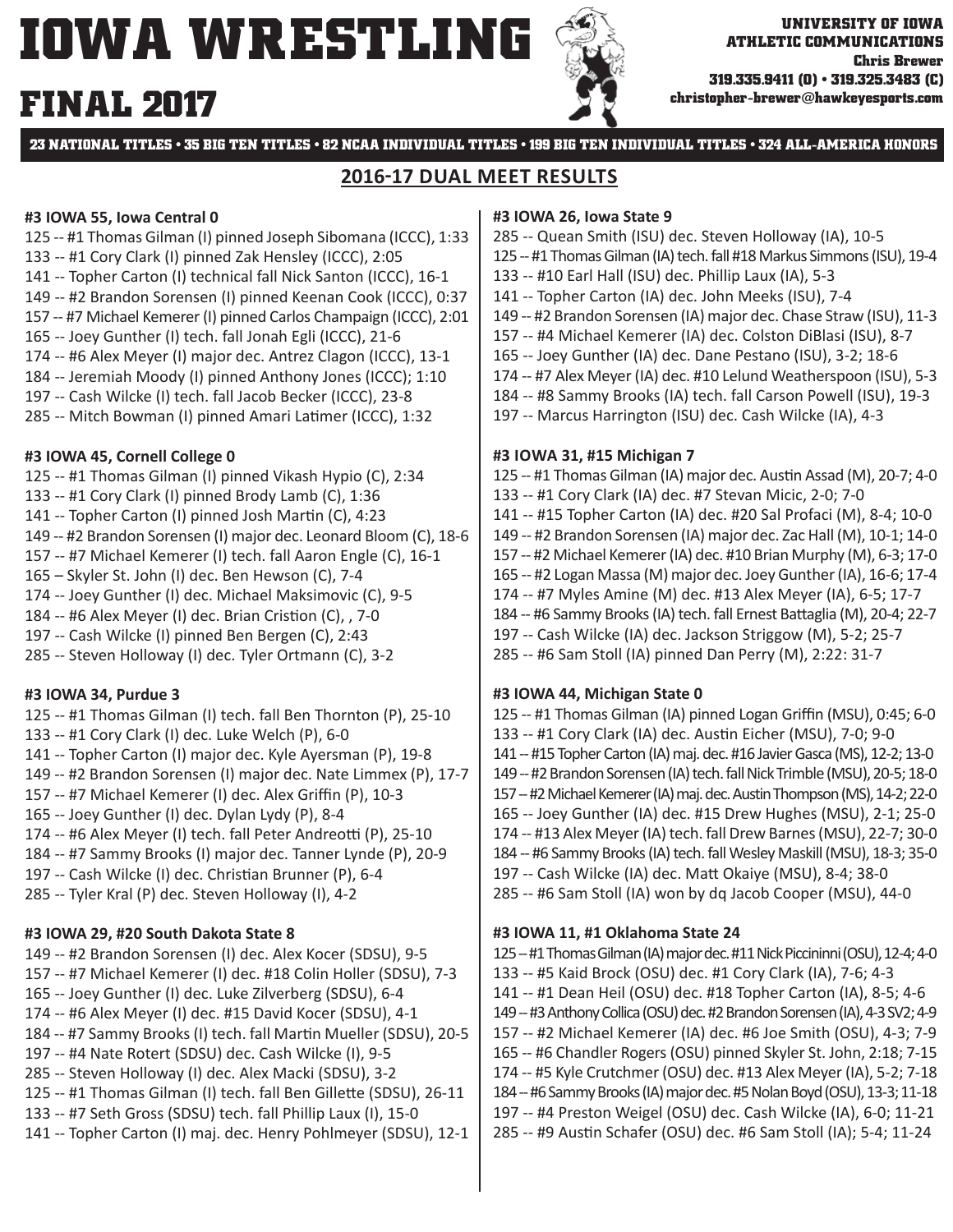# IOWA WRESTLING

# FINAL 2017

**UNIVERSITY OF IOWA ATHLETIC COMMUNICATIONS**
**Chris Brewer**
**319.335.9411 (O) • 319.325.3483 (C)**
**christopher-brewer@hawkeyesports.com**

**23 NATIONAL TITLES • 35 BIG TEN TITLES • 82 NCAA INDIVIDUAL TITLES • 199 BIG TEN INDIVIDUAL TITLES • 324 ALL-AMERICA HONORS**

## 2016-17 DUAL MEET RESULTS

**#3 IOWA 55, Iowa Central 0**
125 -- #1 Thomas Gilman (I) pinned Joseph Sibomana (ICCC), 1:33
133 -- #1 Cory Clark (I) pinned Zak Hensley (ICCC), 2:05
141 -- Topher Carton (I) technical fall Nick Santon (ICCC), 16-1
149 -- #2 Brandon Sorensen (I) pinned Keenan Cook (ICCC), 0:37
157 -- #7 Michael Kemerer (I) pinned Carlos Champaign (ICCC), 2:01
165 -- Joey Gunther (I) tech. fall Jonah Egli (ICCC), 21-6
174 -- #6 Alex Meyer (I) major dec. Antrez Clagon (ICCC), 13-1
184 -- Jeremiah Moody (I) pinned Anthony Jones (ICCC); 1:10
197 -- Cash Wilcke (I) tech. fall Jacob Becker (ICCC), 23-8
285 -- Mitch Bowman (I) pinned Amari Latimer (ICCC), 1:32

**#3 IOWA 45, Cornell College 0**
125 -- #1 Thomas Gilman (I) pinned Vikash Hypio (C), 2:34
133 -- #1 Cory Clark (I) pinned Brody Lamb (C), 1:36
141 -- Topher Carton (I) pinned Josh Martin (C), 4:23
149 -- #2 Brandon Sorensen (I) major dec. Leonard Bloom (C), 18-6
157 -- #7 Michael Kemerer (I) tech. fall Aaron Engle (C), 16-1
165 – Skyler St. John (I) dec. Ben Hewson (C), 7-4
174 -- Joey Gunther (I) dec. Michael Maksimovic (C), 9-5
184 -- #6 Alex Meyer (I) dec. Brian Cristion (C), , 7-0
197 -- Cash Wilcke (I) pinned Ben Bergen (C), 2:43
285 -- Steven Holloway (I) dec. Tyler Ortmann (C), 3-2

**#3 IOWA 34, Purdue 3**
125 -- #1 Thomas Gilman (I) tech. fall Ben Thornton (P), 25-10
133 -- #1 Cory Clark (I) dec. Luke Welch (P), 6-0
141 -- Topher Carton (I) major dec. Kyle Ayersman (P), 19-8
149 -- #2 Brandon Sorensen (I) major dec. Nate Limmex (P), 17-7
157 -- #7 Michael Kemerer (I) dec. Alex Griffin (P), 10-3
165 -- Joey Gunther (I) dec. Dylan Lydy (P), 8-4
174 -- #6 Alex Meyer (I) tech. fall Peter Andreotti (P), 25-10
184 -- #7 Sammy Brooks (I) major dec. Tanner Lynde (P), 20-9
197 -- Cash Wilcke (I) dec. Christian Brunner (P), 6-4
285 -- Tyler Kral (P) dec. Steven Holloway (I), 4-2

**#3 IOWA 29, #20 South Dakota State 8**
149 -- #2 Brandon Sorensen (I) dec. Alex Kocer (SDSU), 9-5
157 -- #7 Michael Kemerer (I) dec. #18 Colin Holler (SDSU), 7-3
165 -- Joey Gunther (I) dec. Luke Zilverberg (SDSU), 6-4
174 -- #6 Alex Meyer (I) dec. #15 David Kocer (SDSU), 4-1
184 -- #7 Sammy Brooks (I) tech. fall Martin Mueller (SDSU), 20-5
197 -- #4 Nate Rotert (SDSU) dec. Cash Wilcke (I), 9-5
285 -- Steven Holloway (I) dec. Alex Macki (SDSU), 3-2
125 -- #1 Thomas Gilman (I) tech. fall Ben Gillette (SDSU), 26-11
133 -- #7 Seth Gross (SDSU) tech. fall Phillip Laux (I), 15-0
141 -- Topher Carton (I) maj. dec. Henry Pohlmeyer (SDSU), 12-1

**#3 IOWA 26, Iowa State 9**
285 -- Quean Smith (ISU) dec. Steven Holloway (IA), 10-5
125 -- #1 Thomas Gilman (IA) tech. fall #18 Markus Simmons (ISU), 19-4
133 -- #10 Earl Hall (ISU) dec. Phillip Laux (IA), 5-3
141 -- Topher Carton (IA) dec. John Meeks (ISU), 7-4
149 -- #2 Brandon Sorensen (IA) major dec. Chase Straw (ISU), 11-3
157 -- #4 Michael Kemerer (IA) dec. Colston DiBlasi (ISU), 8-7
165 -- Joey Gunther (IA) dec. Dane Pestano (ISU), 3-2; 18-6
174 -- #7 Alex Meyer (IA) dec. #10 Lelund Weatherspoon (ISU), 5-3
184 -- #8 Sammy Brooks (IA) tech. fall Carson Powell (ISU), 19-3
197 -- Marcus Harrington (ISU) dec. Cash Wilcke (IA), 4-3

**#3 IOWA 31, #15 Michigan 7**
125 -- #1 Thomas Gilman (IA) major dec. Austin Assad (M), 20-7; 4-0
133 -- #1 Cory Clark (IA) dec. #7 Stevan Micic, 2-0; 7-0
141 -- #15 Topher Carton (IA) dec. #20 Sal Profaci (M), 8-4; 10-0
149 -- #2 Brandon Sorensen (IA) major dec. Zac Hall (M), 10-1; 14-0
157 -- #2 Michael Kemerer (IA) dec. #10 Brian Murphy (M), 6-3; 17-0
165 -- #2 Logan Massa (M) major dec. Joey Gunther (IA), 16-6; 17-4
174 -- #7 Myles Amine (M) dec. #13 Alex Meyer (IA), 6-5; 17-7
184 -- #6 Sammy Brooks (IA) tech. fall Ernest Battaglia (M), 20-4; 22-7
197 -- Cash Wilcke (IA) dec. Jackson Striggow (M), 5-2; 25-7
285 -- #6 Sam Stoll (IA) pinned Dan Perry (M), 2:22: 31-7

**#3 IOWA 44, Michigan State 0**
125 -- #1 Thomas Gilman (IA) pinned Logan Griffin (MSU), 0:45; 6-0
133 -- #1 Cory Clark (IA) dec. Austin Eicher (MSU), 7-0; 9-0
141 -- #15 Topher Carton (IA) maj. dec. #16 Javier Gasca (MS), 12-2; 13-0
149 -- #2 Brandon Sorensen (IA) tech. fall Nick Trimble (MSU), 20-5; 18-0
157 – #2 Michael Kemerer (IA) maj. dec. Austin Thompson (MS), 14-2; 22-0
165 -- Joey Gunther (IA) dec. #15 Drew Hughes (MSU), 2-1; 25-0
174 -- #13 Alex Meyer (IA) tech. fall Drew Barnes (MSU), 22-7; 30-0
184 -- #6 Sammy Brooks (IA) tech. fall Wesley Maskill (MSU), 18-3; 35-0
197 -- Cash Wilcke (IA) dec. Matt Okaiye (MSU), 8-4; 38-0
285 -- #6 Sam Stoll (IA) won by dq Jacob Cooper (MSU), 44-0

**#3 IOWA 11, #1 Oklahoma State 24**
125 – #1 Thomas Gilman (IA) major dec. #11 Nick Piccininni (OSU), 12-4; 4-0
133 -- #5 Kaid Brock (OSU) dec. #1 Cory Clark (IA), 7-6; 4-3
141 -- #1 Dean Heil (OSU) dec. #18 Topher Carton (IA), 8-5; 4-6
149 -- #3 Anthony Collica (OSU) dec. #2 Brandon Sorensen (IA), 4-3 SV2; 4-9
157 -- #2 Michael Kemerer (IA) dec. #6 Joe Smith (OSU), 4-3; 7-9
165 -- #6 Chandler Rogers (OSU) pinned Skyler St. John, 2:18; 7-15
174 -- #5 Kyle Crutchmer (OSU) dec. #13 Alex Meyer (IA), 5-2; 7-18
184 -- #6 Sammy Brooks (IA) major dec. #5 Nolan Boyd (OSU), 13-3; 11-18
197 -- #4 Preston Weigel (OSU) dec. Cash Wilcke (IA), 6-0; 11-21
285 -- #9 Austin Schafer (OSU) dec. #6 Sam Stoll (IA); 5-4; 11-24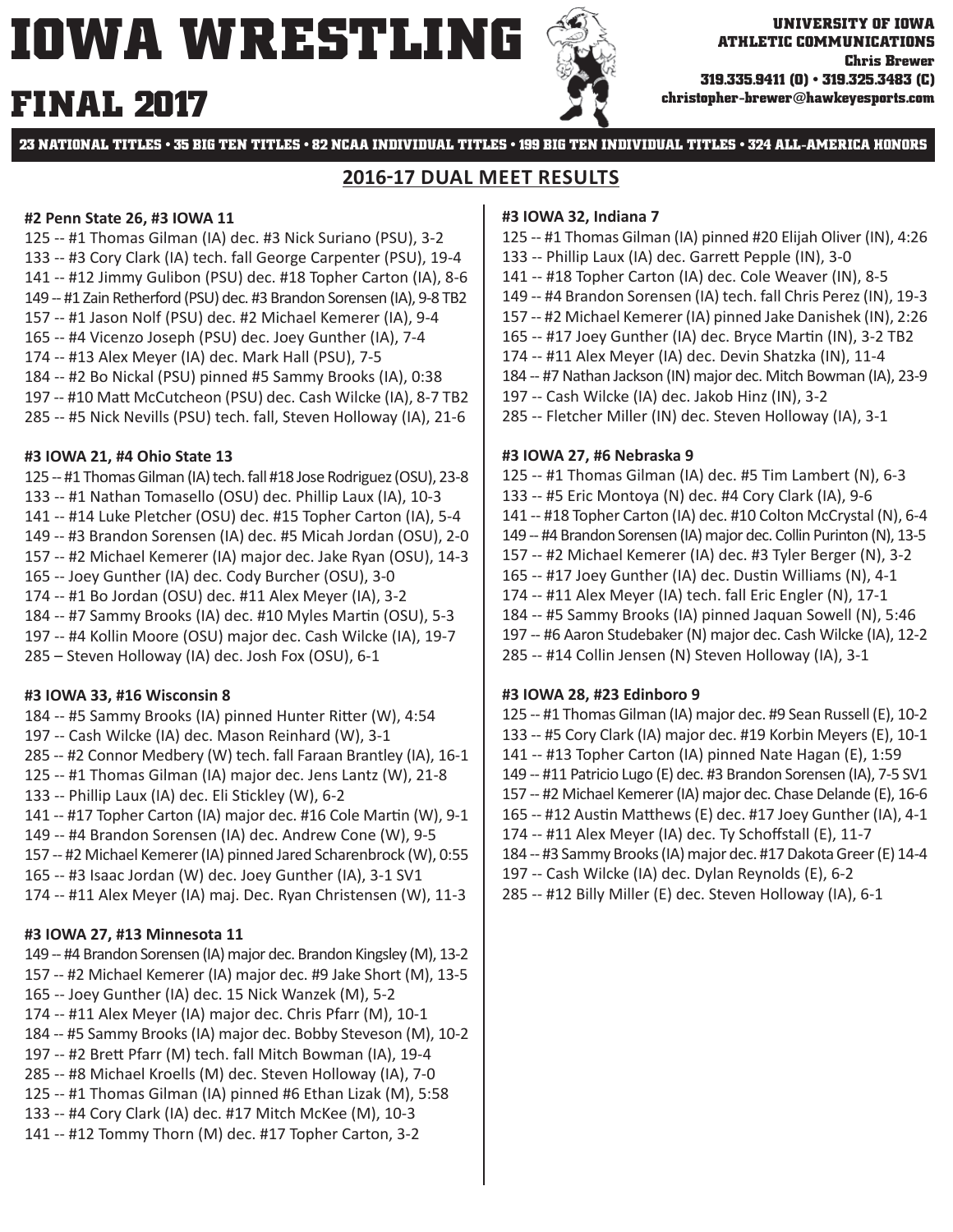# IOWA WRESTLING

## FINAL 2017

UNIVERSITY OF IOWA
ATHLETIC COMMUNICATIONS
Chris Brewer
319.335.9411 (O) • 319.325.3483 (C)
christopher-brewer@hawkeyesports.com

23 NATIONAL TITLES • 35 BIG TEN TITLES • 82 NCAA INDIVIDUAL TITLES • 199 BIG TEN INDIVIDUAL TITLES • 324 ALL-AMERICA HONORS

## 2016-17 DUAL MEET RESULTS

**#2 Penn State 26, #3 IOWA 11**
125 -- #1 Thomas Gilman (IA) dec. #3 Nick Suriano (PSU), 3-2
133 -- #3 Cory Clark (IA) tech. fall George Carpenter (PSU), 19-4
141 -- #12 Jimmy Gulibon (PSU) dec. #18 Topher Carton (IA), 8-6
149 -- #1 Zain Retherford (PSU) dec. #3 Brandon Sorensen (IA), 9-8 TB2
157 -- #1 Jason Nolf (PSU) dec. #2 Michael Kemerer (IA), 9-4
165 -- #4 Vicenzo Joseph (PSU) dec. Joey Gunther (IA), 7-4
174 -- #13 Alex Meyer (IA) dec. Mark Hall (PSU), 7-5
184 -- #2 Bo Nickal (PSU) pinned #5 Sammy Brooks (IA), 0:38
197 -- #10 Matt McCutcheon (PSU) dec. Cash Wilcke (IA), 8-7 TB2
285 -- #5 Nick Nevills (PSU) tech. fall, Steven Holloway (IA), 21-6

**#3 IOWA 21, #4 Ohio State 13**
125 -- #1 Thomas Gilman (IA) tech. fall #18 Jose Rodriguez (OSU), 23-8
133 -- #1 Nathan Tomasello (OSU) dec. Phillip Laux (IA), 10-3
141 -- #14 Luke Pletcher (OSU) dec. #15 Topher Carton (IA), 5-4
149 -- #3 Brandon Sorensen (IA) dec. #5 Micah Jordan (OSU), 2-0
157 -- #2 Michael Kemerer (IA) major dec. Jake Ryan (OSU), 14-3
165 -- Joey Gunther (IA) dec. Cody Burcher (OSU), 3-0
174 -- #1 Bo Jordan (OSU) dec. #11 Alex Meyer (IA), 3-2
184 -- #7 Sammy Brooks (IA) dec. #10 Myles Martin (OSU), 5-3
197 -- #4 Kollin Moore (OSU) major dec. Cash Wilcke (IA), 19-7
285 – Steven Holloway (IA) dec. Josh Fox (OSU), 6-1

**#3 IOWA 33, #16 Wisconsin 8**
184 -- #5 Sammy Brooks (IA) pinned Hunter Ritter (W), 4:54
197 -- Cash Wilcke (IA) dec. Mason Reinhard (W), 3-1
285 -- #2 Connor Medbery (W) tech. fall Faraan Brantley (IA), 16-1
125 -- #1 Thomas Gilman (IA) major dec. Jens Lantz (W), 21-8
133 -- Phillip Laux (IA) dec. Eli Stickley (W), 6-2
141 -- #17 Topher Carton (IA) major dec. #16 Cole Martin (W), 9-1
149 -- #4 Brandon Sorensen (IA) dec. Andrew Cone (W), 9-5
157 -- #2 Michael Kemerer (IA) pinned Jared Scharenbrock (W), 0:55
165 -- #3 Isaac Jordan (W) dec. Joey Gunther (IA), 3-1 SV1
174 -- #11 Alex Meyer (IA) maj. Dec. Ryan Christensen (W), 11-3

**#3 IOWA 27, #13 Minnesota 11**
149 -- #4 Brandon Sorensen (IA) major dec. Brandon Kingsley (M), 13-2
157 -- #2 Michael Kemerer (IA) major dec. #9 Jake Short (M), 13-5
165 -- Joey Gunther (IA) dec. 15 Nick Wanzek (M), 5-2
174 -- #11 Alex Meyer (IA) major dec. Chris Pfarr (M), 10-1
184 -- #5 Sammy Brooks (IA) major dec. Bobby Steveson (M), 10-2
197 -- #2 Brett Pfarr (M) tech. fall Mitch Bowman (IA), 19-4
285 -- #8 Michael Kroells (M) dec. Steven Holloway (IA), 7-0
125 -- #1 Thomas Gilman (IA) pinned #6 Ethan Lizak (M), 5:58
133 -- #4 Cory Clark (IA) dec. #17 Mitch McKee (M), 10-3
141 -- #12 Tommy Thorn (M) dec. #17 Topher Carton, 3-2

**#3 IOWA 32, Indiana 7**
125 -- #1 Thomas Gilman (IA) pinned #20 Elijah Oliver (IN), 4:26
133 -- Phillip Laux (IA) dec. Garrett Pepple (IN), 3-0
141 -- #18 Topher Carton (IA) dec. Cole Weaver (IN), 8-5
149 -- #4 Brandon Sorensen (IA) tech. fall Chris Perez (IN), 19-3
157 -- #2 Michael Kemerer (IA) pinned Jake Danishek (IN), 2:26
165 -- #17 Joey Gunther (IA) dec. Bryce Martin (IN), 3-2 TB2
174 -- #11 Alex Meyer (IA) dec. Devin Shatzka (IN), 11-4
184 -- #7 Nathan Jackson (IN) major dec. Mitch Bowman (IA), 23-9
197 -- Cash Wilcke (IA) dec. Jakob Hinz (IN), 3-2
285 -- Fletcher Miller (IN) dec. Steven Holloway (IA), 3-1

**#3 IOWA 27, #6 Nebraska 9**
125 -- #1 Thomas Gilman (IA) dec. #5 Tim Lambert (N), 6-3
133 -- #5 Eric Montoya (N) dec. #4 Cory Clark (IA), 9-6
141 -- #18 Topher Carton (IA) dec. #10 Colton McCrystal (N), 6-4
149 -- #4 Brandon Sorensen (IA) major dec. Collin Purinton (N), 13-5
157 -- #2 Michael Kemerer (IA) dec. #3 Tyler Berger (N), 3-2
165 -- #17 Joey Gunther (IA) dec. Dustin Williams (N), 4-1
174 -- #11 Alex Meyer (IA) tech. fall Eric Engler (N), 17-1
184 -- #5 Sammy Brooks (IA) pinned Jaquan Sowell (N), 5:46
197 -- #6 Aaron Studebaker (N) major dec. Cash Wilcke (IA), 12-2
285 -- #14 Collin Jensen (N) Steven Holloway (IA), 3-1

**#3 IOWA 28, #23 Edinboro 9**
125 -- #1 Thomas Gilman (IA) major dec. #9 Sean Russell (E), 10-2
133 -- #5 Cory Clark (IA) major dec. #19 Korbin Meyers (E), 10-1
141 -- #13 Topher Carton (IA) pinned Nate Hagan (E), 1:59
149 -- #11 Patricio Lugo (E) dec. #3 Brandon Sorensen (IA), 7-5 SV1
157 -- #2 Michael Kemerer (IA) major dec. Chase Delande (E), 16-6
165 -- #12 Austin Matthews (E) dec. #17 Joey Gunther (IA), 4-1
174 -- #11 Alex Meyer (IA) dec. Ty Schoffstall (E), 11-7
184 -- #3 Sammy Brooks (IA) major dec. #17 Dakota Greer (E) 14-4
197 -- Cash Wilcke (IA) dec. Dylan Reynolds (E), 6-2
285 -- #12 Billy Miller (E) dec. Steven Holloway (IA), 6-1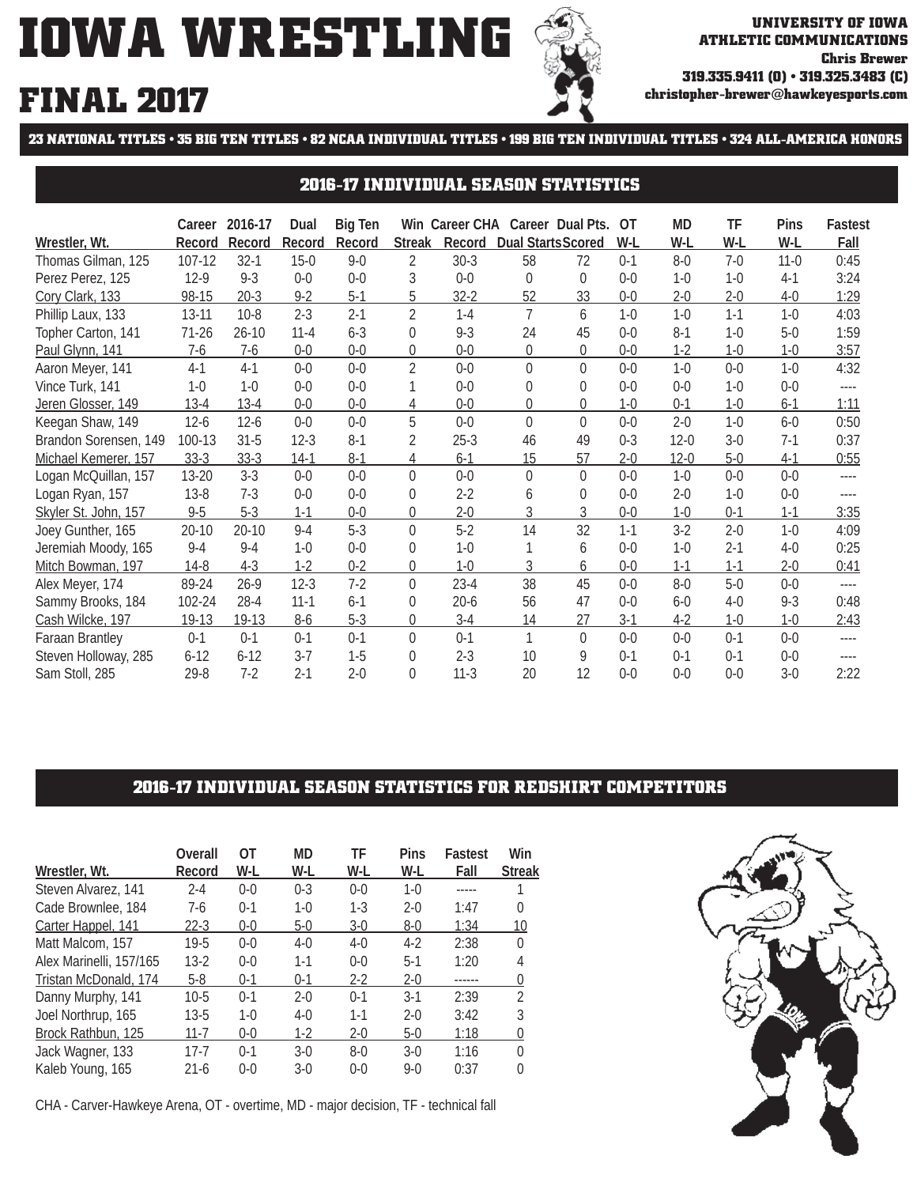# IOWA WRESTLING

## FINAL 2017

UNIVERSITY OF IOWA
ATHLETIC COMMUNICATIONS
Chris Brewer
319.335.9411 (O) • 319.325.3483 (C)
christopher-brewer@hawkeyesports.com

**23 NATIONAL TITLES • 35 BIG TEN TITLES • 82 NCAA INDIVIDUAL TITLES • 199 BIG TEN INDIVIDUAL TITLES • 324 ALL-AMERICA HONORS**

## 2016-17 INDIVIDUAL SEASON STATISTICS

| Wrestler, Wt. | Career Record | 2016-17 Record | Dual Record | Big Ten Record | Win Streak | Career CHA Record | Career Dual Starts | Dual Pts. Scored | OT W-L | MD W-L | TF W-L | Pins W-L | Fastest Fall |
|---|---|---|---|---|---|---|---|---|---|---|---|---|---|
| Thomas Gilman, 125 | 107-12 | 32-1 | 15-0 | 9-0 | 2 | 30-3 | 58 | 72 | 0-1 | 8-0 | 7-0 | 11-0 | 0:45 |
| Perez Perez, 125 | 12-9 | 9-3 | 0-0 | 0-0 | 3 | 0-0 | 0 | 0 | 0-0 | 1-0 | 1-0 | 4-1 | 3:24 |
| Cory Clark, 133 | 98-15 | 20-3 | 9-2 | 5-1 | 5 | 32-2 | 52 | 33 | 0-0 | 2-0 | 2-0 | 4-0 | 1:29 |
| Phillip Laux, 133 | 13-11 | 10-8 | 2-3 | 2-1 | 2 | 1-4 | 7 | 6 | 1-0 | 1-0 | 1-1 | 1-0 | 4:03 |
| Topher Carton, 141 | 71-26 | 26-10 | 11-4 | 6-3 | 0 | 9-3 | 24 | 45 | 0-0 | 8-1 | 1-0 | 5-0 | 1:59 |
| Paul Glynn, 141 | 7-6 | 7-6 | 0-0 | 0-0 | 0 | 0-0 | 0 | 0 | 0-0 | 1-2 | 1-0 | 1-0 | 3:57 |
| Aaron Meyer, 141 | 4-1 | 4-1 | 0-0 | 0-0 | 2 | 0-0 | 0 | 0 | 0-0 | 1-0 | 0-0 | 1-0 | 4:32 |
| Vince Turk, 141 | 1-0 | 1-0 | 0-0 | 0-0 | 1 | 0-0 | 0 | 0 | 0-0 | 0-0 | 1-0 | 0-0 | ---- |
| Jeren Glosser, 149 | 13-4 | 13-4 | 0-0 | 0-0 | 4 | 0-0 | 0 | 0 | 1-0 | 0-1 | 1-0 | 6-1 | 1:11 |
| Keegan Shaw, 149 | 12-6 | 12-6 | 0-0 | 0-0 | 5 | 0-0 | 0 | 0 | 0-0 | 2-0 | 1-0 | 6-0 | 0:50 |
| Brandon Sorensen, 149 | 100-13 | 31-5 | 12-3 | 8-1 | 2 | 25-3 | 46 | 49 | 0-3 | 12-0 | 3-0 | 7-1 | 0:37 |
| Michael Kemerer, 157 | 33-3 | 33-3 | 14-1 | 8-1 | 4 | 6-1 | 15 | 57 | 2-0 | 12-0 | 5-0 | 4-1 | 0:55 |
| Logan McQuillan, 157 | 13-20 | 3-3 | 0-0 | 0-0 | 0 | 0-0 | 0 | 0 | 0-0 | 1-0 | 0-0 | 0-0 | ---- |
| Logan Ryan, 157 | 13-8 | 7-3 | 0-0 | 0-0 | 0 | 2-2 | 6 | 0 | 0-0 | 2-0 | 1-0 | 0-0 | ---- |
| Skyler St. John, 157 | 9-5 | 5-3 | 1-1 | 0-0 | 0 | 2-0 | 3 | 3 | 0-0 | 1-0 | 0-1 | 1-1 | 3:35 |
| Joey Gunther, 165 | 20-10 | 20-10 | 9-4 | 5-3 | 0 | 5-2 | 14 | 32 | 1-1 | 3-2 | 2-0 | 1-0 | 4:09 |
| Jeremiah Moody, 165 | 9-4 | 9-4 | 1-0 | 0-0 | 0 | 1-0 | 1 | 6 | 0-0 | 1-0 | 2-1 | 4-0 | 0:25 |
| Mitch Bowman, 197 | 14-8 | 4-3 | 1-2 | 0-2 | 0 | 1-0 | 3 | 6 | 0-0 | 1-1 | 1-1 | 2-0 | 0:41 |
| Alex Meyer, 174 | 89-24 | 26-9 | 12-3 | 7-2 | 0 | 23-4 | 38 | 45 | 0-0 | 8-0 | 5-0 | 0-0 | ---- |
| Sammy Brooks, 184 | 102-24 | 28-4 | 11-1 | 6-1 | 0 | 20-6 | 56 | 47 | 0-0 | 6-0 | 4-0 | 9-3 | 0:48 |
| Cash Wilcke, 197 | 19-13 | 19-13 | 8-6 | 5-3 | 0 | 3-4 | 14 | 27 | 3-1 | 4-2 | 1-0 | 1-0 | 2:43 |
| Faraan Brantley | 0-1 | 0-1 | 0-1 | 0-1 | 0 | 0-1 | 1 | 0 | 0-0 | 0-0 | 0-1 | 0-0 | ---- |
| Steven Holloway, 285 | 6-12 | 6-12 | 3-7 | 1-5 | 0 | 2-3 | 10 | 9 | 0-1 | 0-1 | 0-1 | 0-0 | ---- |
| Sam Stoll, 285 | 29-8 | 7-2 | 2-1 | 2-0 | 0 | 11-3 | 20 | 12 | 0-0 | 0-0 | 0-0 | 3-0 | 2:22 |

## 2016-17 INDIVIDUAL SEASON STATISTICS FOR REDSHIRT COMPETITORS

| Wrestler, Wt. | Overall Record | OT W-L | MD W-L | TF W-L | Pins W-L | Fastest Fall | Win Streak |
|---|---|---|---|---|---|---|---|
| Steven Alvarez, 141 | 2-4 | 0-0 | 0-3 | 0-0 | 1-0 | ----- | 1 |
| Cade Brownlee, 184 | 7-6 | 0-1 | 1-0 | 1-3 | 2-0 | 1:47 | 0 |
| Carter Happel, 141 | 22-3 | 0-0 | 5-0 | 3-0 | 8-0 | 1:34 | 10 |
| Matt Malcom, 157 | 19-5 | 0-0 | 4-0 | 4-0 | 4-2 | 2:38 | 0 |
| Alex Marinelli, 157/165 | 13-2 | 0-0 | 1-1 | 0-0 | 5-1 | 1:20 | 4 |
| Tristan McDonald, 174 | 5-8 | 0-1 | 0-1 | 2-2 | 2-0 | ------ | 0 |
| Danny Murphy, 141 | 10-5 | 0-1 | 2-0 | 0-1 | 3-1 | 2:39 | 2 |
| Joel Northrup, 165 | 13-5 | 1-0 | 4-0 | 1-1 | 2-0 | 3:42 | 3 |
| Brock Rathbun, 125 | 11-7 | 0-0 | 1-2 | 2-0 | 5-0 | 1:18 | 0 |
| Jack Wagner, 133 | 17-7 | 0-1 | 3-0 | 8-0 | 3-0 | 1:16 | 0 |
| Kaleb Young, 165 | 21-6 | 0-0 | 3-0 | 0-0 | 9-0 | 0:37 | 0 |

CHA - Carver-Hawkeye Arena, OT - overtime, MD - major decision, TF - technical fall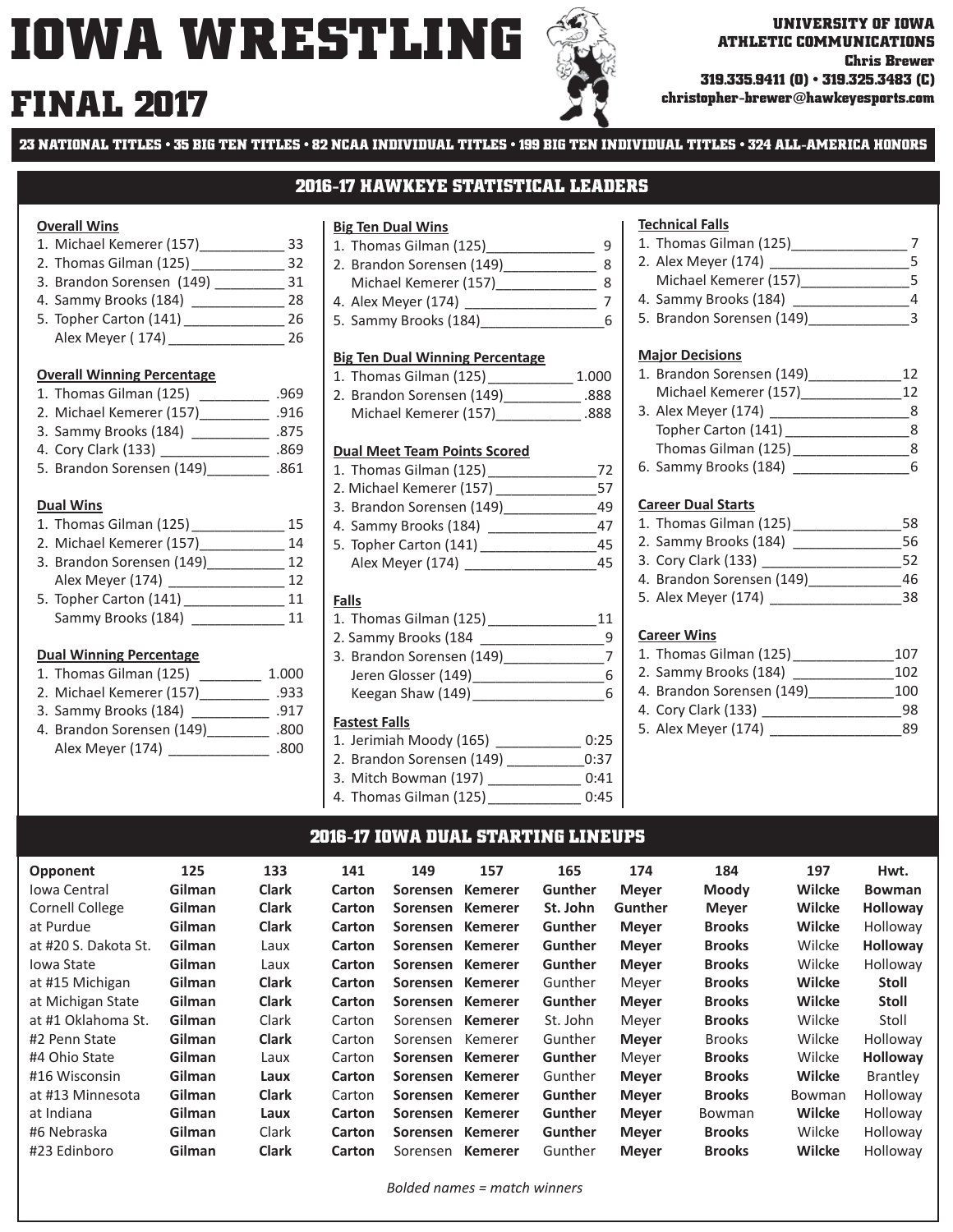## 2016-17 HAWKEYE STATISTICAL LEADERS

**Overall Wins**
1. Michael Kemerer (157) ___ 33
2. Thomas Gilman (125) ___ 32
3. Brandon Sorensen (149) ___ 31
4. Sammy Brooks (184) ___ 28
5. Topher Carton (141) ___ 26
   Alex Meyer ( 174) ___ 26

**Overall Winning Percentage**
1. Thomas Gilman (125) ___ .969
2. Michael Kemerer (157) ___ .916
3. Sammy Brooks (184) ___ .875
4. Cory Clark (133) ___ .869
5. Brandon Sorensen (149) ___ .861

**Dual Wins**
1. Thomas Gilman (125) ___ 15
2. Michael Kemerer (157) ___ 14
3. Brandon Sorensen (149) ___ 12
   Alex Meyer (174) ___ 12
5. Topher Carton (141) ___ 11
   Sammy Brooks (184) ___ 11

**Dual Winning Percentage**
1. Thomas Gilman (125) ___ 1.000
2. Michael Kemerer (157) ___ .933
3. Sammy Brooks (184) ___ .917
4. Brandon Sorensen (149) ___ .800
   Alex Meyer (174) ___ .800

**Big Ten Dual Wins**
1. Thomas Gilman (125) ___ 9
2. Brandon Sorensen (149) ___ 8
   Michael Kemerer (157) ___ 8
4. Alex Meyer (174) ___ 7
5. Sammy Brooks (184) ___ 6

**Big Ten Dual Winning Percentage**
1. Thomas Gilman (125) ___ 1.000
2. Brandon Sorensen (149) ___ .888
   Michael Kemerer (157) ___ .888

**Dual Meet Team Points Scored**
1. Thomas Gilman (125) ___ 72
2. Michael Kemerer (157) ___ 57
3. Brandon Sorensen (149) ___ 49
4. Sammy Brooks (184) ___ 47
5. Topher Carton (141) ___ 45
   Alex Meyer (174) ___ 45

**Falls**
1. Thomas Gilman (125) ___ 11
2. Sammy Brooks (184 ___ 9
3. Brandon Sorensen (149) ___ 7
   Jeren Glosser (149) ___ 6
   Keegan Shaw (149) ___ 6

**Fastest Falls**
1. Jerimiah Moody (165) ___ 0:25
2. Brandon Sorensen (149) ___ 0:37
3. Mitch Bowman (197) ___ 0:41
4. Thomas Gilman (125) ___ 0:45

**Technical Falls**
1. Thomas Gilman (125) ___ 7
2. Alex Meyer (174) ___ 5
   Michael Kemerer (157) ___ 5
4. Sammy Brooks (184) ___ 4
5. Brandon Sorensen (149) ___ 3

**Major Decisions**
1. Brandon Sorensen (149) ___ 12
   Michael Kemerer (157) ___ 12
3. Alex Meyer (174) ___ 8
   Topher Carton (141) ___ 8
   Thomas Gilman (125) ___ 8
6. Sammy Brooks (184) ___ 6

**Career Dual Starts**
1. Thomas Gilman (125) ___ 58
2. Sammy Brooks (184) ___ 56
3. Cory Clark (133) ___ 52
4. Brandon Sorensen (149) ___ 46
5. Alex Meyer (174) ___ 38

**Career Wins**
1. Thomas Gilman (125) ___ 107
2. Sammy Brooks (184) ___ 102
4. Brandon Sorensen (149) ___ 100
4. Cory Clark (133) ___ 98
5. Alex Meyer (174) ___ 89

## 2016-17 IOWA DUAL STARTING LINEUPS

| Opponent | 125 | 133 | 141 | 149 | 157 | 165 | 174 | 184 | 197 | Hwt. |
|---|---|---|---|---|---|---|---|---|---|---|
| Iowa Central | **Gilman** | **Clark** | **Carton** | **Sorensen** | **Kemerer** | **Gunther** | **Meyer** | **Moody** | **Wilcke** | **Bowman** |
| Cornell College | **Gilman** | **Clark** | **Carton** | **Sorensen** | **Kemerer** | **St. John** | **Gunther** | **Meyer** | **Wilcke** | **Holloway** |
| at Purdue | **Gilman** | **Clark** | **Carton** | **Sorensen** | **Kemerer** | **Gunther** | **Meyer** | **Brooks** | **Wilcke** | Holloway |
| at #20 S. Dakota St. | **Gilman** | Laux | **Carton** | **Sorensen** | **Kemerer** | **Gunther** | **Meyer** | **Brooks** | Wilcke | **Holloway** |
| Iowa State | **Gilman** | Laux | **Carton** | **Sorensen** | **Kemerer** | **Gunther** | **Meyer** | **Brooks** | Wilcke | Holloway |
| at #15 Michigan | **Gilman** | **Clark** | **Carton** | **Sorensen** | **Kemerer** | Gunther | Meyer | **Brooks** | **Wilcke** | **Stoll** |
| at Michigan State | **Gilman** | **Clark** | **Carton** | **Sorensen** | **Kemerer** | **Gunther** | **Meyer** | **Brooks** | **Wilcke** | **Stoll** |
| at #1 Oklahoma St. | **Gilman** | Clark | Carton | Sorensen | **Kemerer** | St. John | Meyer | **Brooks** | Wilcke | Stoll |
| #2 Penn State | **Gilman** | **Clark** | Carton | Sorensen | Kemerer | Gunther | **Meyer** | Brooks | Wilcke | Holloway |
| #4 Ohio State | **Gilman** | Laux | Carton | **Sorensen** | **Kemerer** | **Gunther** | Meyer | **Brooks** | Wilcke | **Holloway** |
| #16 Wisconsin | **Gilman** | **Laux** | **Carton** | **Sorensen** | **Kemerer** | Gunther | **Meyer** | **Brooks** | **Wilcke** | Brantley |
| at #13 Minnesota | **Gilman** | **Clark** | Carton | **Sorensen** | **Kemerer** | **Gunther** | **Meyer** | **Brooks** | Bowman | Holloway |
| at Indiana | **Gilman** | **Laux** | **Carton** | **Sorensen** | **Kemerer** | **Gunther** | **Meyer** | Bowman | **Wilcke** | Holloway |
| #6 Nebraska | **Gilman** | Clark | **Carton** | **Sorensen** | **Kemerer** | **Gunther** | **Meyer** | **Brooks** | Wilcke | Holloway |
| #23 Edinboro | **Gilman** | **Clark** | **Carton** | Sorensen | **Kemerer** | Gunther | **Meyer** | **Brooks** | **Wilcke** | Holloway |

*Bolded names = match winners*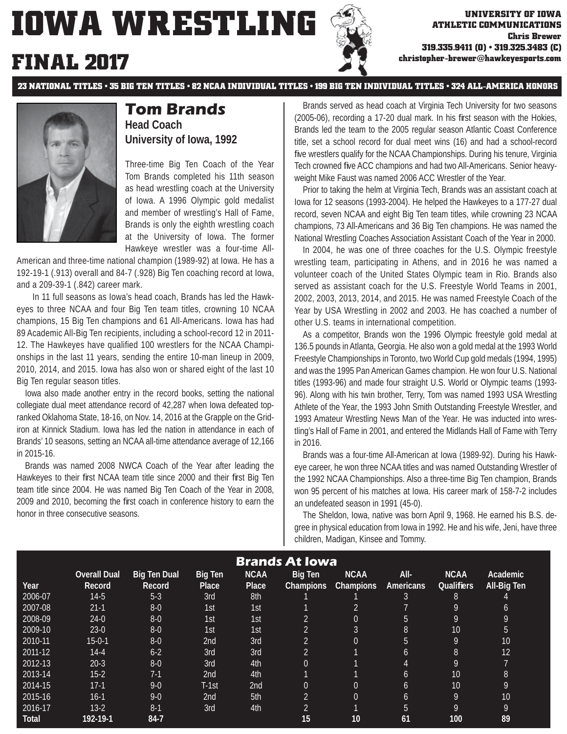# IOWA WRESTLING

# FINAL 2017

UNIVERSITY OF IOWA
ATHLETIC COMMUNICATIONS
Chris Brewer
319.335.9411 (O) • 319.325.3483 (C)
christopher-brewer@hawkeyesports.com

**23 NATIONAL TITLES • 35 BIG TEN TITLES • 82 NCAA INDIVIDUAL TITLES • 199 BIG TEN INDIVIDUAL TITLES • 324 ALL-AMERICA HONORS**

## Tom Brands

**Head Coach**
**University of Iowa, 1992**

Three-time Big Ten Coach of the Year Tom Brands completed his 11th season as head wrestling coach at the University of Iowa. A 1996 Olympic gold medalist and member of wrestling's Hall of Fame, Brands is only the eighth wrestling coach at the University of Iowa. The former Hawkeye wrestler was a four-time All-American and three-time national champion (1989-92) at Iowa. He has a 192-19-1 (.913) overall and 84-7 (.928) Big Ten coaching record at Iowa, and a 209-39-1 (.842) career mark.

In 11 full seasons as Iowa's head coach, Brands has led the Hawkeyes to three NCAA and four Big Ten team titles, crowning 10 NCAA champions, 15 Big Ten champions and 61 All-Americans. Iowa has had 89 Academic All-Big Ten recipients, including a school-record 12 in 2011-12. The Hawkeyes have qualified 100 wrestlers for the NCAA Championships in the last 11 years, sending the entire 10-man lineup in 2009, 2010, 2014, and 2015. Iowa has also won or shared eight of the last 10 Big Ten regular season titles.

Iowa also made another entry in the record books, setting the national collegiate dual meet attendance record of 42,287 when Iowa defeated top-ranked Oklahoma State, 18-16, on Nov. 14, 2016 at the Grapple on the Gridiron at Kinnick Stadium. Iowa has led the nation in attendance in each of Brands' 10 seasons, setting an NCAA all-time attendance average of 12,166 in 2015-16.

Brands was named 2008 NWCA Coach of the Year after leading the Hawkeyes to their first NCAA team title since 2000 and their first Big Ten team title since 2004. He was named Big Ten Coach of the Year in 2008, 2009 and 2010, becoming the first coach in conference history to earn the honor in three consecutive seasons.

Brands served as head coach at Virginia Tech University for two seasons (2005-06), recording a 17-20 dual mark. In his first season with the Hokies, Brands led the team to the 2005 regular season Atlantic Coast Conference title, set a school record for dual meet wins (16) and had a school-record five wrestlers qualify for the NCAA Championships. During his tenure, Virginia Tech crowned five ACC champions and had two All-Americans. Senior heavyweight Mike Faust was named 2006 ACC Wrestler of the Year.

Prior to taking the helm at Virginia Tech, Brands was an assistant coach at Iowa for 12 seasons (1993-2004). He helped the Hawkeyes to a 177-27 dual record, seven NCAA and eight Big Ten team titles, while crowning 23 NCAA champions, 73 All-Americans and 36 Big Ten champions. He was named the National Wrestling Coaches Association Assistant Coach of the Year in 2000.

In 2004, he was one of three coaches for the U.S. Olympic freestyle wrestling team, participating in Athens, and in 2016 he was named a volunteer coach of the United States Olympic team in Rio. Brands also served as assistant coach for the U.S. Freestyle World Teams in 2001, 2002, 2003, 2013, 2014, and 2015. He was named Freestyle Coach of the Year by USA Wrestling in 2002 and 2003. He has coached a number of other U.S. teams in international competition.

As a competitor, Brands won the 1996 Olympic freestyle gold medal at 136.5 pounds in Atlanta, Georgia. He also won a gold medal at the 1993 World Freestyle Championships in Toronto, two World Cup gold medals (1994, 1995) and was the 1995 Pan American Games champion. He won four U.S. National titles (1993-96) and made four straight U.S. World or Olympic teams (1993-96). Along with his twin brother, Terry, Tom was named 1993 USA Wrestling Athlete of the Year, the 1993 John Smith Outstanding Freestyle Wrestler, and 1993 Amateur Wrestling News Man of the Year. He was inducted into wrestling's Hall of Fame in 2001, and entered the Midlands Hall of Fame with Terry in 2016.

Brands was a four-time All-American at Iowa (1989-92). During his Hawkeye career, he won three NCAA titles and was named Outstanding Wrestler of the 1992 NCAA Championships. Also a three-time Big Ten champion, Brands won 95 percent of his matches at Iowa. His career mark of 158-7-2 includes an undefeated season in 1991 (45-0).

The Sheldon, Iowa, native was born April 9, 1968. He earned his B.S. degree in physical education from Iowa in 1992. He and his wife, Jeni, have three children, Madigan, Kinsee and Tommy.

### Brands At Iowa

| Year | Overall Dual Record | Big Ten Dual Record | Big Ten Place | NCAA Place | Big Ten Champions | NCAA Champions | All-Americans | NCAA Qualifiers | Academic All-Big Ten |
|---|---|---|---|---|---|---|---|---|---|
| 2006-07 | 14-5 | 5-3 | 3rd | 8th | 1 | 1 | 3 | 8 | 4 |
| 2007-08 | 21-1 | 8-0 | 1st | 1st | 1 | 2 | 7 | 9 | 6 |
| 2008-09 | 24-0 | 8-0 | 1st | 1st | 2 | 0 | 5 | 9 | 9 |
| 2009-10 | 23-0 | 8-0 | 1st | 1st | 2 | 3 | 8 | 10 | 5 |
| 2010-11 | 15-0-1 | 8-0 | 2nd | 3rd | 2 | 0 | 5 | 9 | 10 |
| 2011-12 | 14-4 | 6-2 | 3rd | 3rd | 2 | 1 | 6 | 8 | 12 |
| 2012-13 | 20-3 | 8-0 | 3rd | 4th | 0 | 1 | 4 | 9 | 7 |
| 2013-14 | 15-2 | 7-1 | 2nd | 4th | 1 | 1 | 6 | 10 | 8 |
| 2014-15 | 17-1 | 9-0 | T-1st | 2nd | 0 | 0 | 6 | 10 | 9 |
| 2015-16 | 16-1 | 9-0 | 2nd | 5th | 2 | 0 | 6 | 9 | 10 |
| 2016-17 | 13-2 | 8-1 | 3rd | 4th | 2 | 1 | 5 | 9 | 9 |
| **Total** | **192-19-1** | **84-7** | | | **15** | **10** | **61** | **100** | **89** |